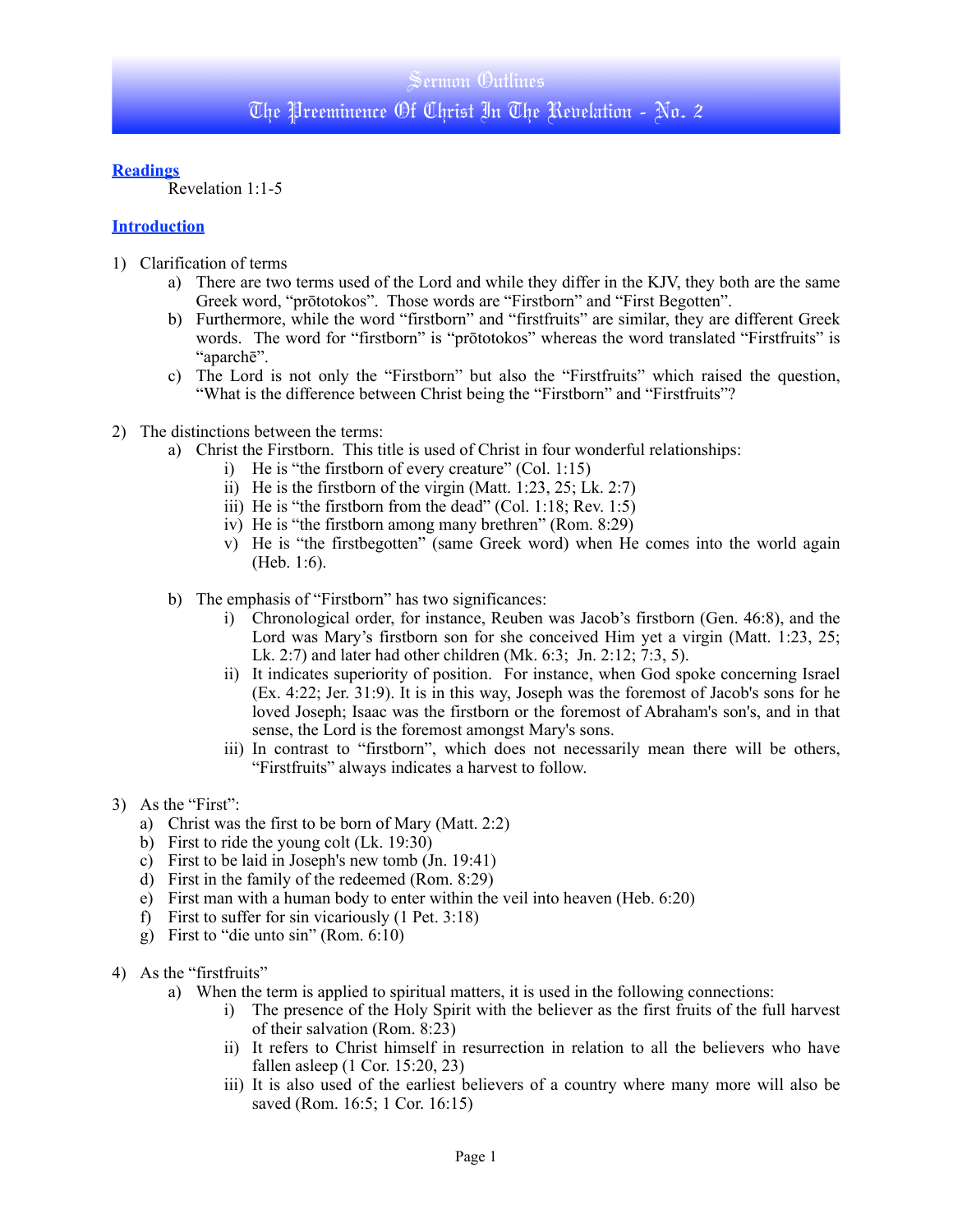# Sermon Outlines

# The Preeminence Of Christ In The Revelation - No. 2

## Readings

Revelation 1:1-5

## Introduction

1) Clarification of terms
   a) There are two terms used of the Lord and while they differ in the KJV, they both are the same Greek word, "prōtotokos". Those words are "Firstborn" and "First Begotten".
   b) Furthermore, while the word "firstborn" and "firstfruits" are similar, they are different Greek words. The word for "firstborn" is "prōtotokos" whereas the word translated "Firstfruits" is "aparchē".
   c) The Lord is not only the "Firstborn" but also the "Firstfruits" which raised the question, "What is the difference between Christ being the "Firstborn" and "Firstfruits"?

2) The distinctions between the terms:
   a) Christ the Firstborn. This title is used of Christ in four wonderful relationships:
      i) He is "the firstborn of every creature" (Col. 1:15)
      ii) He is the firstborn of the virgin (Matt. 1:23, 25; Lk. 2:7)
      iii) He is "the firstborn from the dead" (Col. 1:18; Rev. 1:5)
      iv) He is "the firstborn among many brethren" (Rom. 8:29)
      v) He is "the firstbegotten" (same Greek word) when He comes into the world again (Heb. 1:6).

   b) The emphasis of "Firstborn" has two significances:
      i) Chronological order, for instance, Reuben was Jacob's firstborn (Gen. 46:8), and the Lord was Mary's firstborn son for she conceived Him yet a virgin (Matt. 1:23, 25; Lk. 2:7) and later had other children (Mk. 6:3; Jn. 2:12; 7:3, 5).
      ii) It indicates superiority of position. For instance, when God spoke concerning Israel (Ex. 4:22; Jer. 31:9). It is in this way, Joseph was the foremost of Jacob's sons for he loved Joseph; Isaac was the firstborn or the foremost of Abraham's son's, and in that sense, the Lord is the foremost amongst Mary's sons.
      iii) In contrast to "firstborn", which does not necessarily mean there will be others, "Firstfruits" always indicates a harvest to follow.

3) As the "First":
   a) Christ was the first to be born of Mary (Matt. 2:2)
   b) First to ride the young colt (Lk. 19:30)
   c) First to be laid in Joseph's new tomb (Jn. 19:41)
   d) First in the family of the redeemed (Rom. 8:29)
   e) First man with a human body to enter within the veil into heaven (Heb. 6:20)
   f) First to suffer for sin vicariously (1 Pet. 3:18)
   g) First to "die unto sin" (Rom. 6:10)

4) As the "firstfruits"
   a) When the term is applied to spiritual matters, it is used in the following connections:
      i) The presence of the Holy Spirit with the believer as the first fruits of the full harvest of their salvation (Rom. 8:23)
      ii) It refers to Christ himself in resurrection in relation to all the believers who have fallen asleep (1 Cor. 15:20, 23)
      iii) It is also used of the earliest believers of a country where many more will also be saved (Rom. 16:5; 1 Cor. 16:15)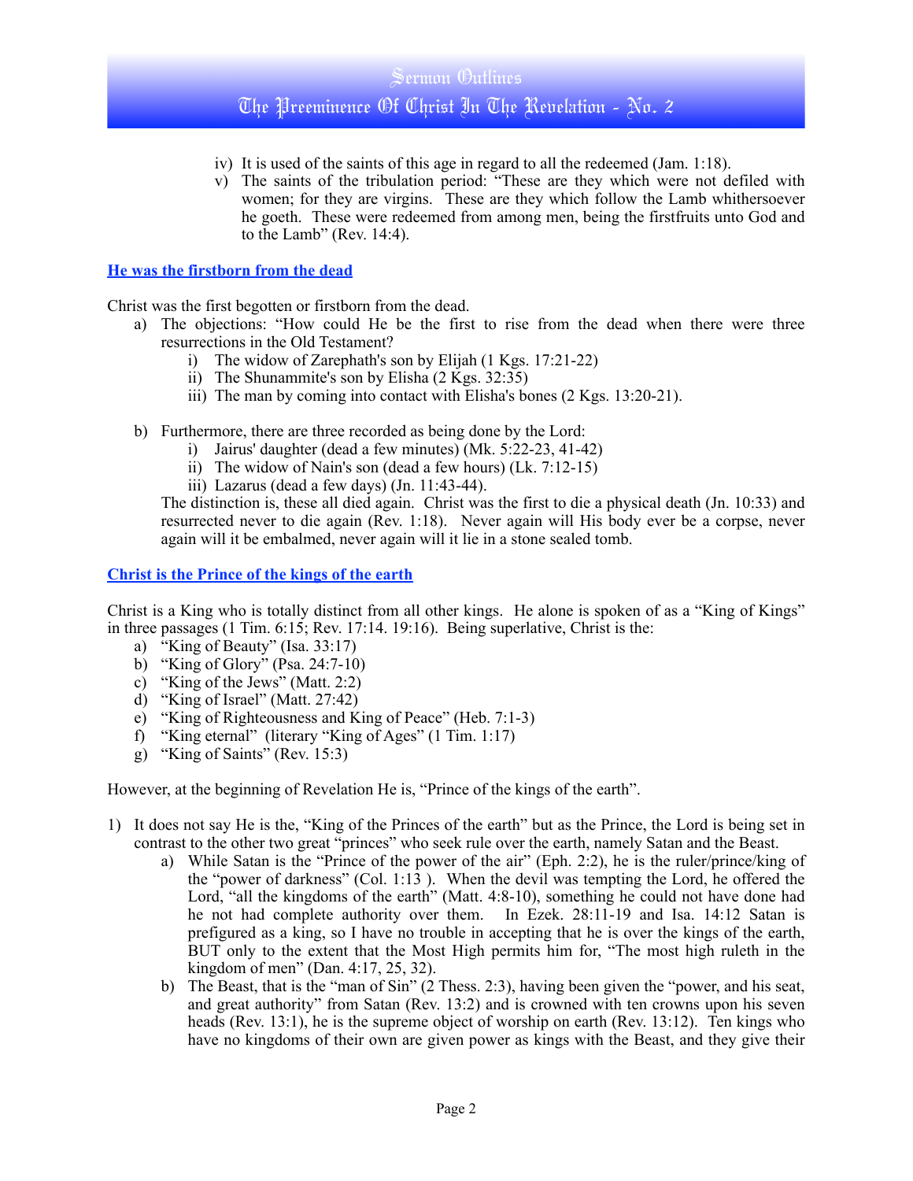iv) It is used of the saints of this age in regard to all the redeemed (Jam. 1:18).
   v) The saints of the tribulation period: "These are they which were not defiled with women; for they are virgins. These are they which follow the Lamb whithersoever he goeth. These were redeemed from among men, being the firstfruits unto God and to the Lamb" (Rev. 14:4).

## He was the firstborn from the dead

Christ was the first begotten or firstborn from the dead.

- a) The objections: "How could He be the first to rise from the dead when there were three resurrections in the Old Testament?
   - i) The widow of Zarephath's son by Elijah (1 Kgs. 17:21-22)
   - ii) The Shunammite's son by Elisha (2 Kgs. 32:35)
   - iii) The man by coming into contact with Elisha's bones (2 Kgs. 13:20-21).

- b) Furthermore, there are three recorded as being done by the Lord:
   - i) Jairus' daughter (dead a few minutes) (Mk. 5:22-23, 41-42)
   - ii) The widow of Nain's son (dead a few hours) (Lk. 7:12-15)
   - iii) Lazarus (dead a few days) (Jn. 11:43-44).

   The distinction is, these all died again. Christ was the first to die a physical death (Jn. 10:33) and resurrected never to die again (Rev. 1:18). Never again will His body ever be a corpse, never again will it be embalmed, never again will it lie in a stone sealed tomb.

## Christ is the Prince of the kings of the earth

Christ is a King who is totally distinct from all other kings. He alone is spoken of as a "King of Kings" in three passages (1 Tim. 6:15; Rev. 17:14. 19:16). Being superlative, Christ is the:

- a) "King of Beauty" (Isa. 33:17)
- b) "King of Glory" (Psa. 24:7-10)
- c) "King of the Jews" (Matt. 2:2)
- d) "King of Israel" (Matt. 27:42)
- e) "King of Righteousness and King of Peace" (Heb. 7:1-3)
- f) "King eternal" (literary "King of Ages" (1 Tim. 1:17)
- g) "King of Saints" (Rev. 15:3)

However, at the beginning of Revelation He is, "Prince of the kings of the earth".

1) It does not say He is the, "King of the Princes of the earth" but as the Prince, the Lord is being set in contrast to the other two great "princes" who seek rule over the earth, namely Satan and the Beast.
   - a) While Satan is the "Prince of the power of the air" (Eph. 2:2), he is the ruler/prince/king of the "power of darkness" (Col. 1:13 ). When the devil was tempting the Lord, he offered the Lord, "all the kingdoms of the earth" (Matt. 4:8-10), something he could not have done had he not had complete authority over them. In Ezek. 28:11-19 and Isa. 14:12 Satan is prefigured as a king, so I have no trouble in accepting that he is over the kings of the earth, BUT only to the extent that the Most High permits him for, "The most high ruleth in the kingdom of men" (Dan. 4:17, 25, 32).
   - b) The Beast, that is the "man of Sin" (2 Thess. 2:3), having been given the "power, and his seat, and great authority" from Satan (Rev. 13:2) and is crowned with ten crowns upon his seven heads (Rev. 13:1), he is the supreme object of worship on earth (Rev. 13:12). Ten kings who have no kingdoms of their own are given power as kings with the Beast, and they give their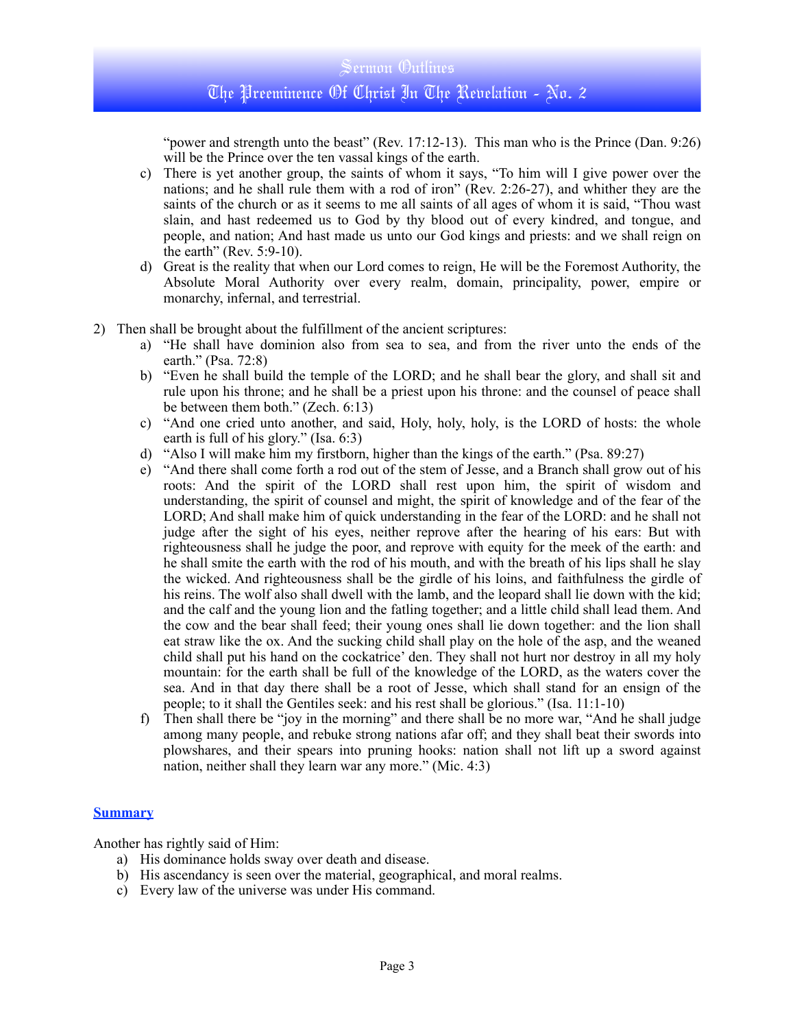"power and strength unto the beast" (Rev. 17:12-13). This man who is the Prince (Dan. 9:26) will be the Prince over the ten vassal kings of the earth.

c) There is yet another group, the saints of whom it says, "To him will I give power over the nations; and he shall rule them with a rod of iron" (Rev. 2:26-27), and whither they are the saints of the church or as it seems to me all saints of all ages of whom it is said, "Thou wast slain, and hast redeemed us to God by thy blood out of every kindred, and tongue, and people, and nation; And hast made us unto our God kings and priests: and we shall reign on the earth" (Rev. 5:9-10).

d) Great is the reality that when our Lord comes to reign, He will be the Foremost Authority, the Absolute Moral Authority over every realm, domain, principality, power, empire or monarchy, infernal, and terrestrial.

2) Then shall be brought about the fulfillment of the ancient scriptures:

   a) "He shall have dominion also from sea to sea, and from the river unto the ends of the earth." (Psa. 72:8)

   b) "Even he shall build the temple of the LORD; and he shall bear the glory, and shall sit and rule upon his throne; and he shall be a priest upon his throne: and the counsel of peace shall be between them both." (Zech. 6:13)

   c) "And one cried unto another, and said, Holy, holy, holy, is the LORD of hosts: the whole earth is full of his glory." (Isa. 6:3)

   d) "Also I will make him my firstborn, higher than the kings of the earth." (Psa. 89:27)

   e) "And there shall come forth a rod out of the stem of Jesse, and a Branch shall grow out of his roots: And the spirit of the LORD shall rest upon him, the spirit of wisdom and understanding, the spirit of counsel and might, the spirit of knowledge and of the fear of the LORD; And shall make him of quick understanding in the fear of the LORD: and he shall not judge after the sight of his eyes, neither reprove after the hearing of his ears: But with righteousness shall he judge the poor, and reprove with equity for the meek of the earth: and he shall smite the earth with the rod of his mouth, and with the breath of his lips shall he slay the wicked. And righteousness shall be the girdle of his loins, and faithfulness the girdle of his reins. The wolf also shall dwell with the lamb, and the leopard shall lie down with the kid; and the calf and the young lion and the fatling together; and a little child shall lead them. And the cow and the bear shall feed; their young ones shall lie down together: and the lion shall eat straw like the ox. And the sucking child shall play on the hole of the asp, and the weaned child shall put his hand on the cockatrice' den. They shall not hurt nor destroy in all my holy mountain: for the earth shall be full of the knowledge of the LORD, as the waters cover the sea. And in that day there shall be a root of Jesse, which shall stand for an ensign of the people; to it shall the Gentiles seek: and his rest shall be glorious." (Isa. 11:1-10)

   f) Then shall there be "joy in the morning" and there shall be no more war, "And he shall judge among many people, and rebuke strong nations afar off; and they shall beat their swords into plowshares, and their spears into pruning hooks: nation shall not lift up a sword against nation, neither shall they learn war any more." (Mic. 4:3)

## Summary

Another has rightly said of Him:

a) His dominance holds sway over death and disease.
b) His ascendancy is seen over the material, geographical, and moral realms.
c) Every law of the universe was under His command.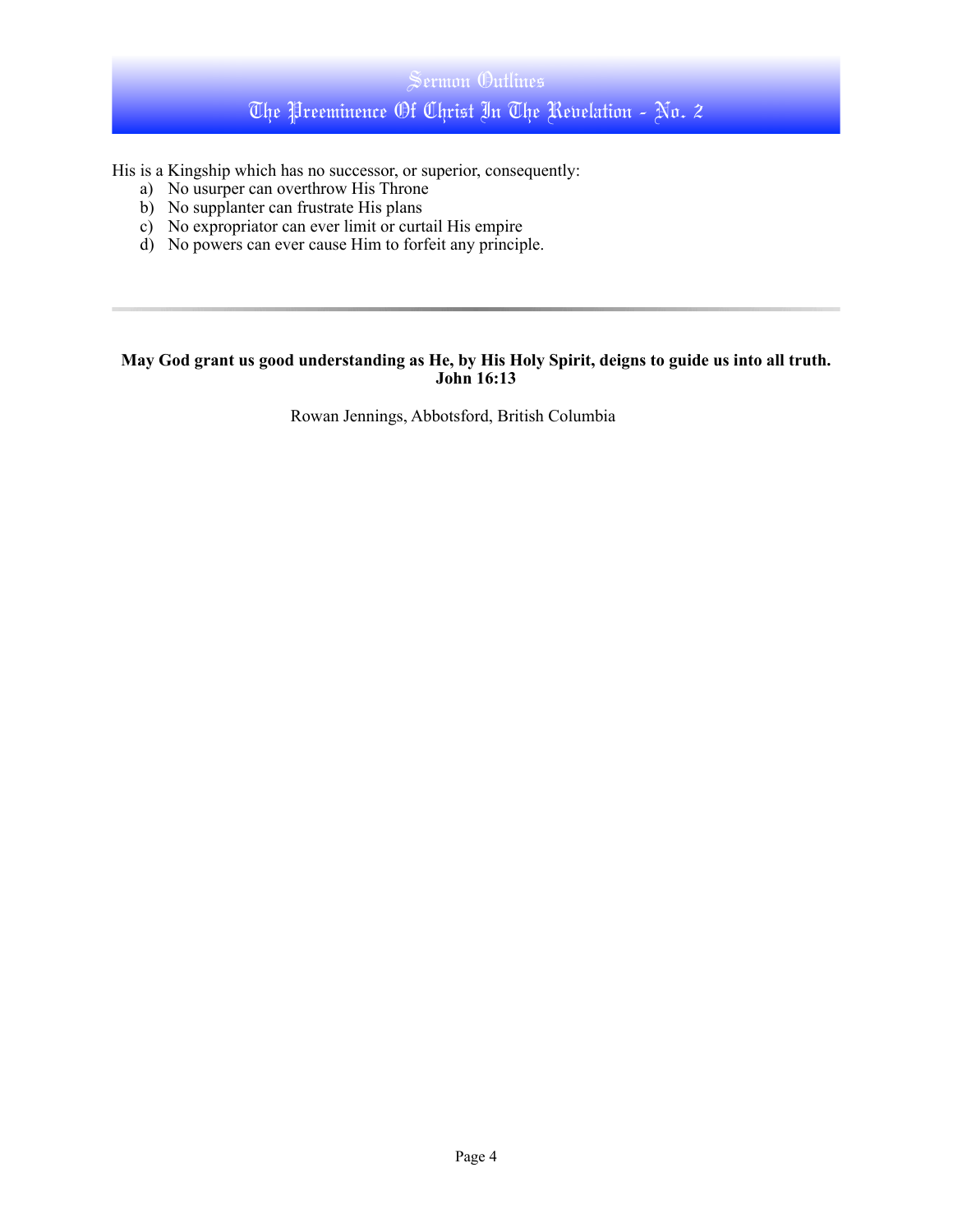His is a Kingship which has no successor, or superior, consequently:

a) No usurper can overthrow His Throne
b) No supplanter can frustrate His plans
c) No expropriator can ever limit or curtail His empire
d) No powers can ever cause Him to forfeit any principle.

---

**May God grant us good understanding as He, by His Holy Spirit, deigns to guide us into all truth. John 16:13**

Rowan Jennings, Abbotsford, British Columbia